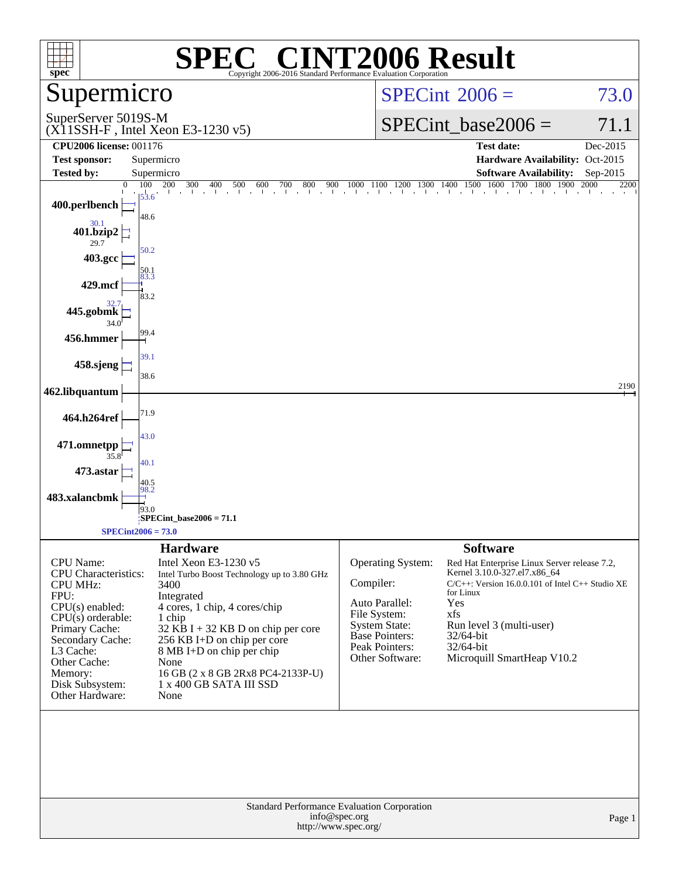# SPEC® CINT2006 Result

Copyright 2006-2016 Standard Performance Evaluation Corporation

## Supermicro

SuperServer 5019S-M
(X11SSH-F , Intel Xeon E3-1230 v5)

SPECint 2006 = 73.0

SPECint_base2006 = 71.1

| | | | |
|---|---|---|---|
| **CPU2006 license:** 001176 | | **Test date:** | Dec-2015 |
| **Test sponsor:** | Supermicro | **Hardware Availability:** | Oct-2015 |
| **Tested by:** | Supermicro | **Software Availability:** | Sep-2015 |

| Benchmark | Peak | Base |
|---|---|---|
| 400.perlbench | 53.6 | 48.6 |
| 401.bzip2 | 30.1 | 29.7 |
| 403.gcc | 50.2 | 50.1 |
| 429.mcf | 83.3 | 83.2 |
| 445.gobmk | 32.7 | 34.0 |
| 456.hmmer | | 99.4 |
| 458.sjeng | 39.1 | 38.6 |
| 462.libquantum | | 2190 |
| 464.h264ref | | 71.9 |
| 471.omnetpp | 43.0 | 35.8 |
| 473.astar | 40.1 | 40.5 |
| 483.xalancbmk | 98.2 | 93.0 |

SPECint_base2006 = 71.1

SPECint2006 = 73.0

### Hardware

| | |
|---|---|
| CPU Name: | Intel Xeon E3-1230 v5 |
| CPU Characteristics: | Intel Turbo Boost Technology up to 3.80 GHz |
| CPU MHz: | 3400 |
| FPU: | Integrated |
| CPU(s) enabled: | 4 cores, 1 chip, 4 cores/chip |
| CPU(s) orderable: | 1 chip |
| Primary Cache: | 32 KB I + 32 KB D on chip per core |
| Secondary Cache: | 256 KB I+D on chip per core |
| L3 Cache: | 8 MB I+D on chip per chip |
| Other Cache: | None |
| Memory: | 16 GB (2 x 8 GB 2Rx8 PC4-2133P-U) |
| Disk Subsystem: | 1 x 400 GB SATA III SSD |
| Other Hardware: | None |

### Software

| | |
|---|---|
| Operating System: | Red Hat Enterprise Linux Server release 7.2, Kernel 3.10.0-327.el7.x86_64 |
| Compiler: | C/C++: Version 16.0.0.101 of Intel C++ Studio XE for Linux |
| Auto Parallel: | Yes |
| File System: | xfs |
| System State: | Run level 3 (multi-user) |
| Base Pointers: | 32/64-bit |
| Peak Pointers: | 32/64-bit |
| Other Software: | Microquill SmartHeap V10.2 |

Standard Performance Evaluation Corporation
info@spec.org
http://www.spec.org/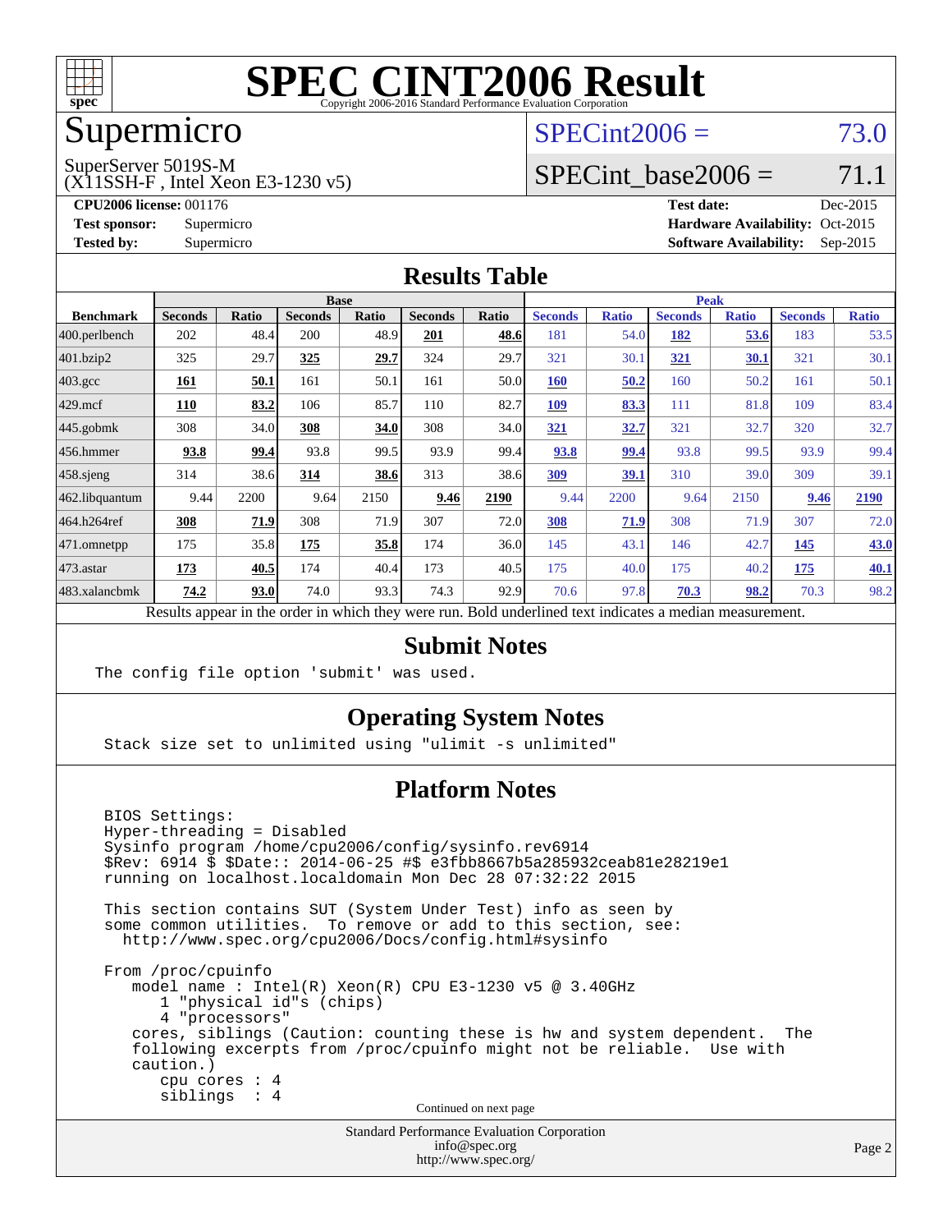# SPEC CINT2006 Result

Copyright 2006-2016 Standard Performance Evaluation Corporation

## Supermicro

SuperServer 5019S-M
(X11SSH-F , Intel Xeon E3-1230 v5)

SPECint2006 = 73.0

SPECint_base2006 = 71.1

**CPU2006 license:** 001176
**Test sponsor:** Supermicro
**Tested by:** Supermicro

**Test date:** Dec-2015
**Hardware Availability:** Oct-2015
**Software Availability:** Sep-2015

## Results Table

| Benchmark | Base | | | | | | Peak | | | | | |
|---|---|---|---|---|---|---|---|---|---|---|---|---|
| | Seconds | Ratio | Seconds | Ratio | Seconds | Ratio | Seconds | Ratio | Seconds | Ratio | Seconds | Ratio |
| 400.perlbench | 202 | 48.4 | 200 | 48.9 | **201** | **48.6** | 181 | 54.0 | **182** | **53.6** | 183 | 53.5 |
| 401.bzip2 | 325 | 29.7 | **325** | **29.7** | 324 | 29.7 | 321 | 30.1 | **321** | **30.1** | 321 | 30.1 |
| 403.gcc | **161** | **50.1** | 161 | 50.1 | 161 | 50.0 | **160** | **50.2** | 160 | 50.2 | 161 | 50.1 |
| 429.mcf | **110** | **83.2** | 106 | 85.7 | 110 | 82.7 | **109** | **83.3** | 111 | 81.8 | 109 | 83.4 |
| 445.gobmk | 308 | 34.0 | **308** | **34.0** | 308 | 34.0 | **321** | **32.7** | 321 | 32.7 | 320 | 32.7 |
| 456.hmmer | **93.8** | **99.4** | 93.8 | 99.5 | 93.9 | 99.4 | **93.8** | **99.4** | 93.8 | 99.5 | 93.9 | 99.4 |
| 458.sjeng | 314 | 38.6 | **314** | **38.6** | 313 | 38.6 | **309** | **39.1** | 310 | 39.0 | 309 | 39.1 |
| 462.libquantum | 9.44 | 2200 | 9.64 | 2150 | **9.46** | **2190** | 9.44 | 2200 | 9.64 | 2150 | **9.46** | **2190** |
| 464.h264ref | **308** | **71.9** | 308 | 71.9 | 307 | 72.0 | **308** | **71.9** | 308 | 71.9 | 307 | 72.0 |
| 471.omnetpp | 175 | 35.8 | **175** | **35.8** | 174 | 36.0 | 145 | 43.1 | 146 | 42.7 | **145** | **43.0** |
| 473.astar | **173** | **40.5** | 174 | 40.4 | 173 | 40.5 | 175 | 40.0 | 175 | 40.2 | **175** | **40.1** |
| 483.xalancbmk | **74.2** | **93.0** | 74.0 | 93.3 | 74.3 | 92.9 | 70.6 | 97.8 | **70.3** | **98.2** | 70.3 | 98.2 |

Results appear in the order in which they were run. Bold underlined text indicates a median measurement.

## Submit Notes

```
The config file option 'submit' was used.
```

## Operating System Notes

```
Stack size set to unlimited using "ulimit -s unlimited"
```

## Platform Notes

```
BIOS Settings:
Hyper-threading = Disabled
Sysinfo program /home/cpu2006/config/sysinfo.rev6914
$Rev: 6914 $ $Date:: 2014-06-25 #$ e3fbb8667b5a285932ceab81e28219e1
running on localhost.localdomain Mon Dec 28 07:32:22 2015

This section contains SUT (System Under Test) info as seen by
some common utilities.  To remove or add to this section, see:
  http://www.spec.org/cpu2006/Docs/config.html#sysinfo

From /proc/cpuinfo
   model name : Intel(R) Xeon(R) CPU E3-1230 v5 @ 3.40GHz
      1 "physical id"s (chips)
      4 "processors"
   cores, siblings (Caution: counting these is hw and system dependent.  The
   following excerpts from /proc/cpuinfo might not be reliable.  Use with
   caution.)
      cpu cores : 4
      siblings  : 4
```

Continued on next page

Standard Performance Evaluation Corporation
info@spec.org
http://www.spec.org/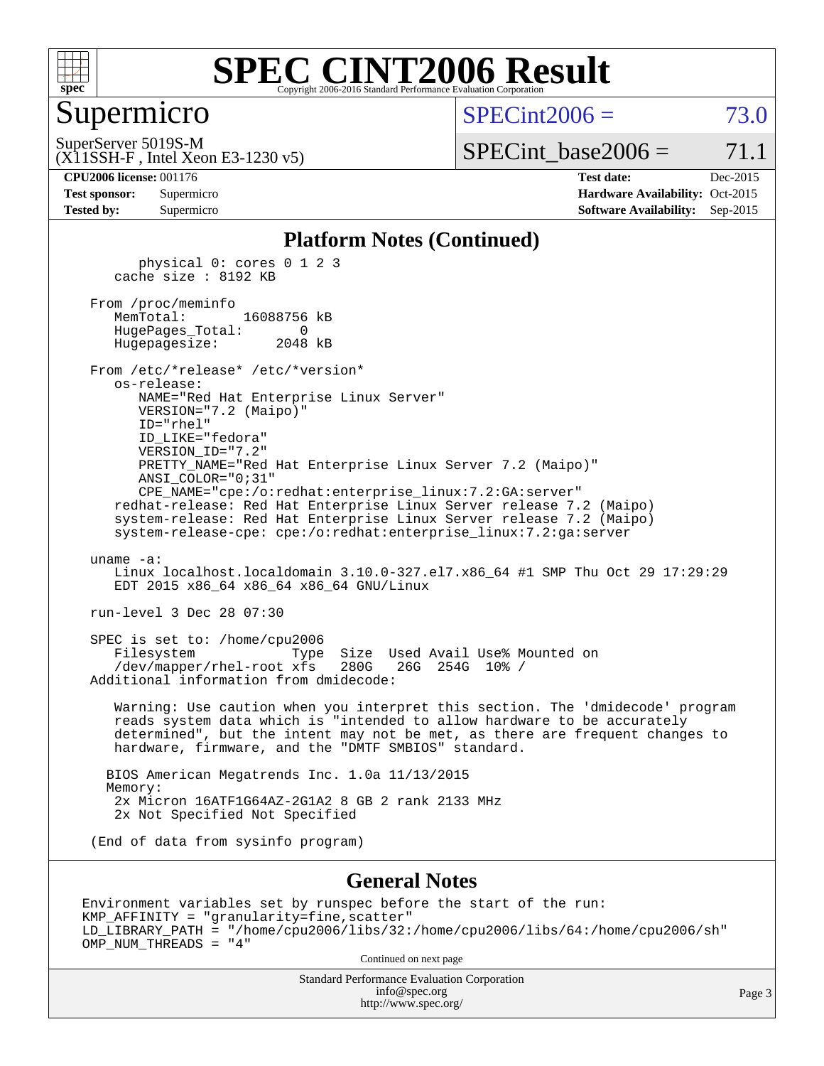## Platform Notes (Continued)

```
        physical 0: cores 0 1 2 3
     cache size : 8192 KB

  From /proc/meminfo
     MemTotal:       16088756 kB
     HugePages_Total:       0
     Hugepagesize:       2048 kB

  From /etc/*release* /etc/*version*
     os-release:
        NAME="Red Hat Enterprise Linux Server"
        VERSION="7.2 (Maipo)"
        ID="rhel"
        ID_LIKE="fedora"
        VERSION_ID="7.2"
        PRETTY_NAME="Red Hat Enterprise Linux Server 7.2 (Maipo)"
        ANSI_COLOR="0;31"
        CPE_NAME="cpe:/o:redhat:enterprise_linux:7.2:GA:server"
     redhat-release: Red Hat Enterprise Linux Server release 7.2 (Maipo)
     system-release: Red Hat Enterprise Linux Server release 7.2 (Maipo)
     system-release-cpe: cpe:/o:redhat:enterprise_linux:7.2:ga:server

  uname -a:
     Linux localhost.localdomain 3.10.0-327.el7.x86_64 #1 SMP Thu Oct 29 17:29:29
     EDT 2015 x86_64 x86_64 x86_64 GNU/Linux

  run-level 3 Dec 28 07:30

  SPEC is set to: /home/cpu2006
     Filesystem            Type  Size  Used Avail Use% Mounted on
     /dev/mapper/rhel-root xfs   280G   26G  254G  10% /
  Additional information from dmidecode:

     Warning: Use caution when you interpret this section. The 'dmidecode' program
     reads system data which is "intended to allow hardware to be accurately
     determined", but the intent may not be met, as there are frequent changes to
     hardware, firmware, and the "DMTF SMBIOS" standard.

    BIOS American Megatrends Inc. 1.0a 11/13/2015
    Memory:
     2x Micron 16ATF1G64AZ-2G1A2 8 GB 2 rank 2133 MHz
     2x Not Specified Not Specified

  (End of data from sysinfo program)
```

## General Notes

```
Environment variables set by runspec before the start of the run:
KMP_AFFINITY = "granularity=fine,scatter"
LD_LIBRARY_PATH = "/home/cpu2006/libs/32:/home/cpu2006/libs/64:/home/cpu2006/sh"
OMP_NUM_THREADS = "4"
```

Continued on next page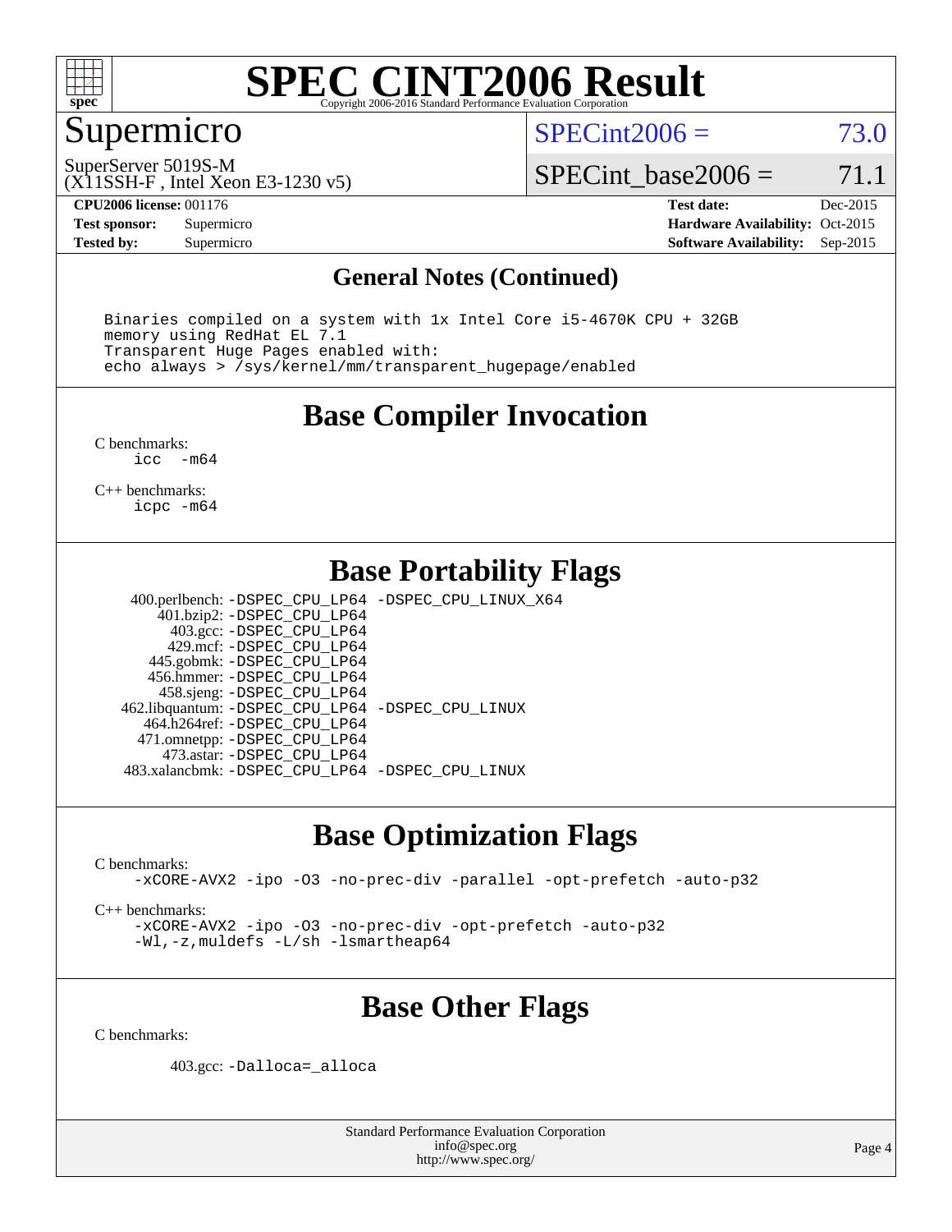# SPEC CINT2006 Result

Copyright 2006-2016 Standard Performance Evaluation Corporation

## Supermicro

SuperServer 5019S-M
(X11SSH-F , Intel Xeon E3-1230 v5)

SPECint2006 = 73.0

SPECint_base2006 = 71.1

| | | | |
|---|---|---|---|
| **CPU2006 license:** 001176 | | **Test date:** | Dec-2015 |
| **Test sponsor:** | Supermicro | **Hardware Availability:** | Oct-2015 |
| **Tested by:** | Supermicro | **Software Availability:** | Sep-2015 |

### General Notes (Continued)

```
Binaries compiled on a system with 1x Intel Core i5-4670K CPU + 32GB
memory using RedHat EL 7.1
Transparent Huge Pages enabled with:
echo always > /sys/kernel/mm/transparent_hugepage/enabled
```

## Base Compiler Invocation

C benchmarks:
```
icc  -m64
```

C++ benchmarks:
```
icpc -m64
```

## Base Portability Flags

| | |
|---|---|
| 400.perlbench: | -DSPEC_CPU_LP64 -DSPEC_CPU_LINUX_X64 |
| 401.bzip2: | -DSPEC_CPU_LP64 |
| 403.gcc: | -DSPEC_CPU_LP64 |
| 429.mcf: | -DSPEC_CPU_LP64 |
| 445.gobmk: | -DSPEC_CPU_LP64 |
| 456.hmmer: | -DSPEC_CPU_LP64 |
| 458.sjeng: | -DSPEC_CPU_LP64 |
| 462.libquantum: | -DSPEC_CPU_LP64 -DSPEC_CPU_LINUX |
| 464.h264ref: | -DSPEC_CPU_LP64 |
| 471.omnetpp: | -DSPEC_CPU_LP64 |
| 473.astar: | -DSPEC_CPU_LP64 |
| 483.xalancbmk: | -DSPEC_CPU_LP64 -DSPEC_CPU_LINUX |

## Base Optimization Flags

C benchmarks:
```
-xCORE-AVX2 -ipo -O3 -no-prec-div -parallel -opt-prefetch -auto-p32
```

C++ benchmarks:
```
-xCORE-AVX2 -ipo -O3 -no-prec-div -opt-prefetch -auto-p32
-Wl,-z,muldefs -L/sh -lsmartheap64
```

## Base Other Flags

C benchmarks:

403.gcc: `-Dalloca=_alloca`

Standard Performance Evaluation Corporation
info@spec.org
http://www.spec.org/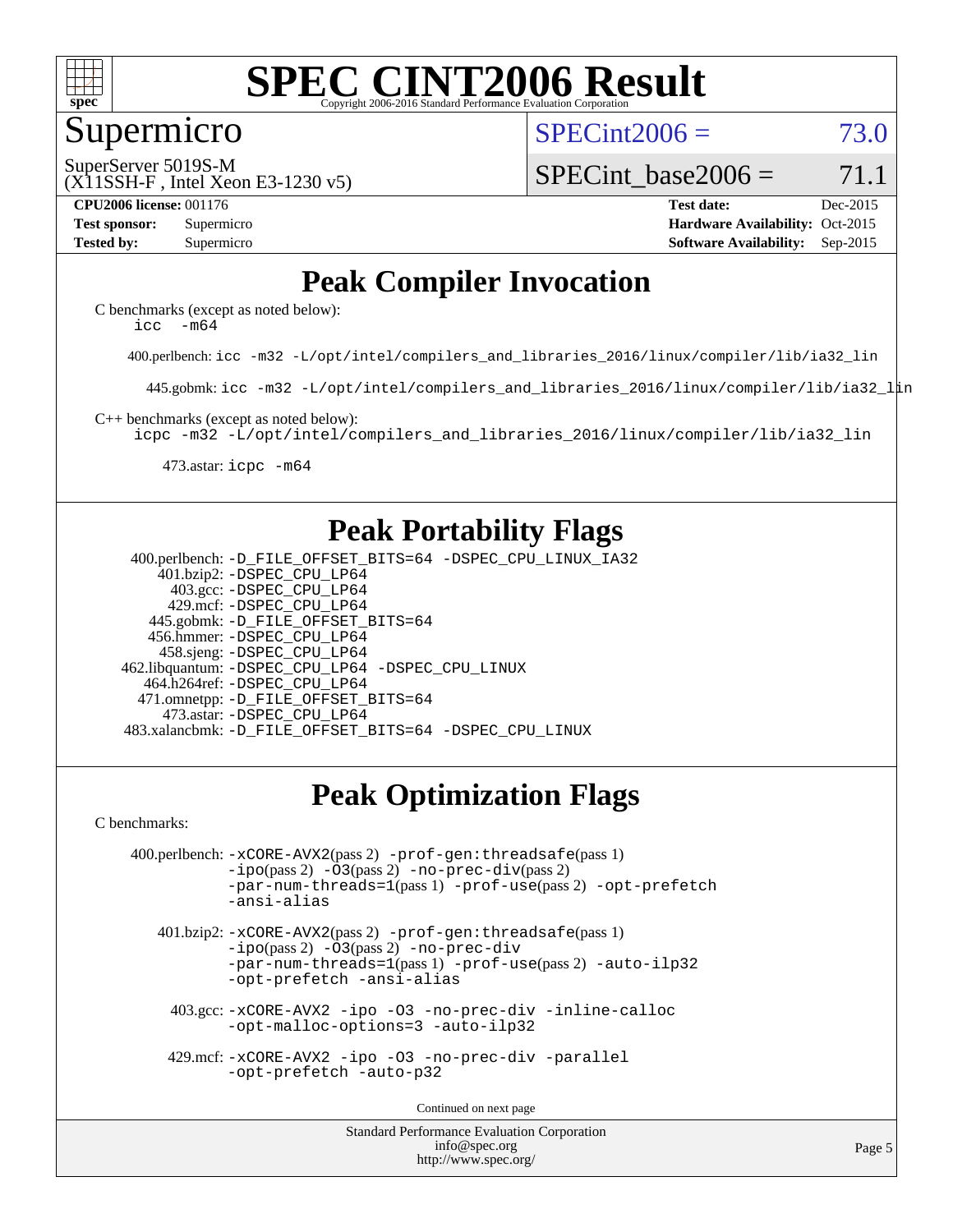# SPEC CINT2006 Result

Copyright 2006-2016 Standard Performance Evaluation Corporation

## Supermicro

SuperServer 5019S-M
(X11SSH-F , Intel Xeon E3-1230 v5)

SPECint2006 = 73.0

SPECint_base2006 = 71.1

**CPU2006 license:** 001176
**Test sponsor:** Supermicro
**Tested by:** Supermicro

**Test date:** Dec-2015
**Hardware Availability:** Oct-2015
**Software Availability:** Sep-2015

## Peak Compiler Invocation

C benchmarks (except as noted below):
icc -m64

400.perlbench: icc -m32 -L/opt/intel/compilers_and_libraries_2016/linux/compiler/lib/ia32_lin

445.gobmk: icc -m32 -L/opt/intel/compilers_and_libraries_2016/linux/compiler/lib/ia32_lin

C++ benchmarks (except as noted below):
icpc -m32 -L/opt/intel/compilers_and_libraries_2016/linux/compiler/lib/ia32_lin

473.astar: icpc -m64

## Peak Portability Flags

400.perlbench: -D_FILE_OFFSET_BITS=64 -DSPEC_CPU_LINUX_IA32
401.bzip2: -DSPEC_CPU_LP64
403.gcc: -DSPEC_CPU_LP64
429.mcf: -DSPEC_CPU_LP64
445.gobmk: -D_FILE_OFFSET_BITS=64
456.hmmer: -DSPEC_CPU_LP64
458.sjeng: -DSPEC_CPU_LP64
462.libquantum: -DSPEC_CPU_LP64 -DSPEC_CPU_LINUX
464.h264ref: -DSPEC_CPU_LP64
471.omnetpp: -D_FILE_OFFSET_BITS=64
473.astar: -DSPEC_CPU_LP64
483.xalancbmk: -D_FILE_OFFSET_BITS=64 -DSPEC_CPU_LINUX

## Peak Optimization Flags

C benchmarks:

400.perlbench: -xCORE-AVX2(pass 2) -prof-gen:threadsafe(pass 1) -ipo(pass 2) -O3(pass 2) -no-prec-div(pass 2) -par-num-threads=1(pass 1) -prof-use(pass 2) -opt-prefetch -ansi-alias

401.bzip2: -xCORE-AVX2(pass 2) -prof-gen:threadsafe(pass 1) -ipo(pass 2) -O3(pass 2) -no-prec-div -par-num-threads=1(pass 1) -prof-use(pass 2) -auto-ilp32 -opt-prefetch -ansi-alias

403.gcc: -xCORE-AVX2 -ipo -O3 -no-prec-div -inline-calloc -opt-malloc-options=3 -auto-ilp32

429.mcf: -xCORE-AVX2 -ipo -O3 -no-prec-div -parallel -opt-prefetch -auto-p32

Continued on next page

Standard Performance Evaluation Corporation
info@spec.org
http://www.spec.org/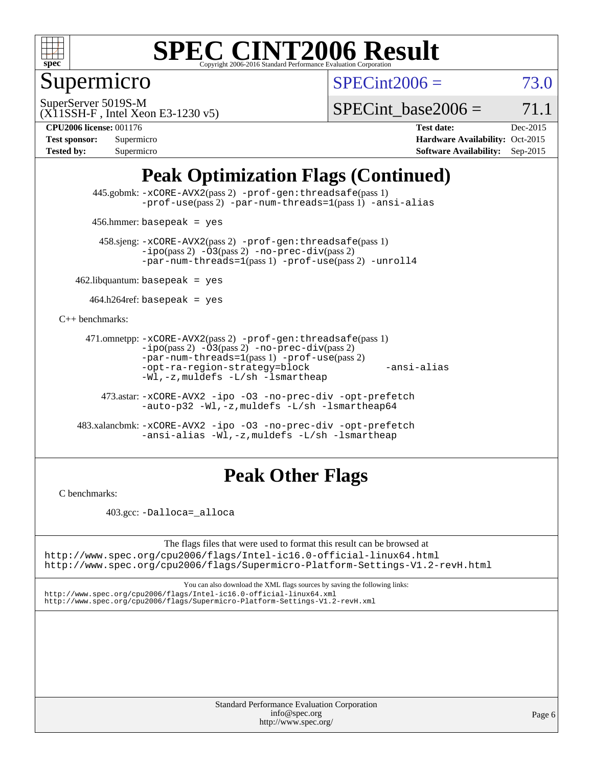# Peak Optimization Flags (Continued)

445.gobmk: -xCORE-AVX2(pass 2) -prof-gen:threadsafe(pass 1) -prof-use(pass 2) -par-num-threads=1(pass 1) -ansi-alias

456.hmmer: basepeak = yes

458.sjeng: -xCORE-AVX2(pass 2) -prof-gen:threadsafe(pass 1) -ipo(pass 2) -O3(pass 2) -no-prec-div(pass 2) -par-num-threads=1(pass 1) -prof-use(pass 2) -unroll4

462.libquantum: basepeak = yes

464.h264ref: basepeak = yes

C++ benchmarks:

471.omnetpp: -xCORE-AVX2(pass 2) -prof-gen:threadsafe(pass 1) -ipo(pass 2) -O3(pass 2) -no-prec-div(pass 2) -par-num-threads=1(pass 1) -prof-use(pass 2) -opt-ra-region-strategy=block -ansi-alias -Wl,-z,muldefs -L/sh -lsmartheap

473.astar: -xCORE-AVX2 -ipo -O3 -no-prec-div -opt-prefetch -auto-p32 -Wl,-z,muldefs -L/sh -lsmartheap64

483.xalancbmk: -xCORE-AVX2 -ipo -O3 -no-prec-div -opt-prefetch -ansi-alias -Wl,-z,muldefs -L/sh -lsmartheap

# Peak Other Flags

C benchmarks:

403.gcc: -Dalloca=_alloca

The flags files that were used to format this result can be browsed at
http://www.spec.org/cpu2006/flags/Intel-ic16.0-official-linux64.html
http://www.spec.org/cpu2006/flags/Supermicro-Platform-Settings-V1.2-revH.html

You can also download the XML flags sources by saving the following links:
http://www.spec.org/cpu2006/flags/Intel-ic16.0-official-linux64.xml
http://www.spec.org/cpu2006/flags/Supermicro-Platform-Settings-V1.2-revH.xml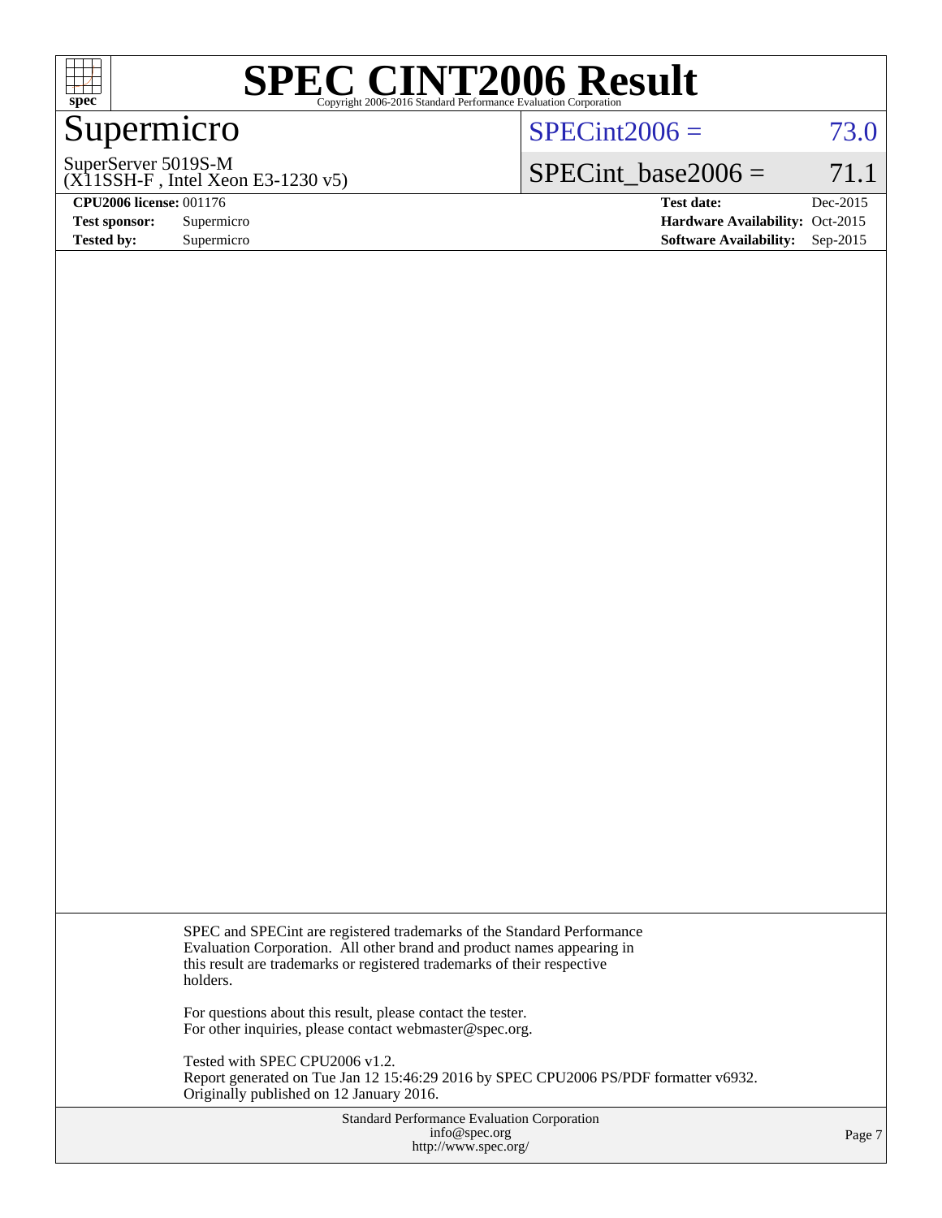# SPEC CINT2006 Result

Copyright 2006-2016 Standard Performance Evaluation Corporation

## Supermicro

SuperServer 5019S-M
(X11SSH-F , Intel Xeon E3-1230 v5)

SPECint2006 = 73.0

SPECint_base2006 = 71.1

| | | | |
|---|---|---|---|
| **CPU2006 license:** | 001176 | **Test date:** | Dec-2015 |
| **Test sponsor:** | Supermicro | **Hardware Availability:** | Oct-2015 |
| **Tested by:** | Supermicro | **Software Availability:** | Sep-2015 |

SPEC and SPECint are registered trademarks of the Standard Performance Evaluation Corporation. All other brand and product names appearing in this result are trademarks or registered trademarks of their respective holders.

For questions about this result, please contact the tester.
For other inquiries, please contact webmaster@spec.org.

Tested with SPEC CPU2006 v1.2.
Report generated on Tue Jan 12 15:46:29 2016 by SPEC CPU2006 PS/PDF formatter v6932.
Originally published on 12 January 2016.

Standard Performance Evaluation Corporation
info@spec.org
http://www.spec.org/